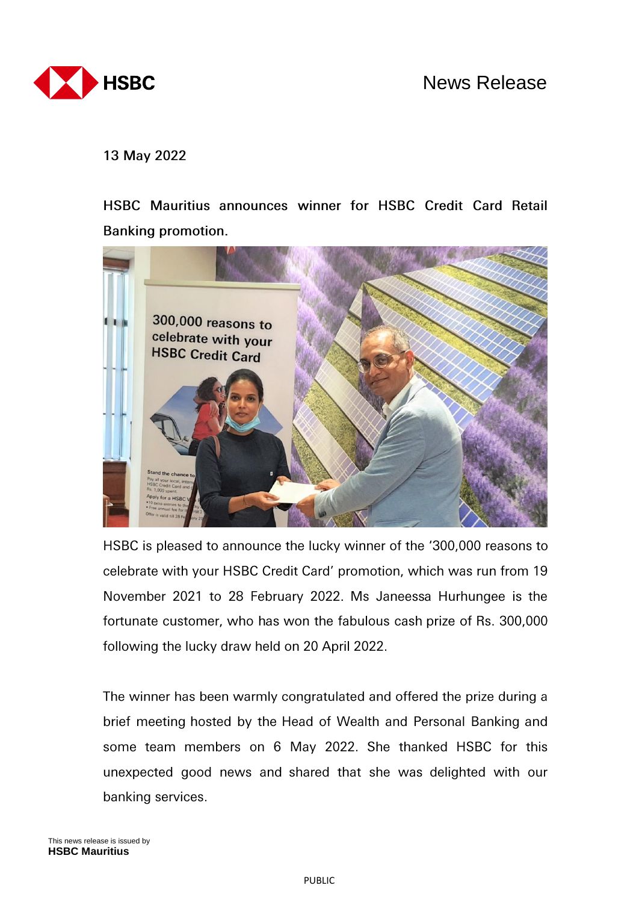News Release

13 May 2022

**HSBC Mauritius announces winner for HSBC Credit Card Retail Banking promotion.**

HSBC is pleased to announce the lucky winner of the '300,000 reasons to celebrate with your HSBC Credit Card' promotion, which was run from 19 November 2021 to 28 February 2022. Ms Janeessa Hurhungee is the fortunate customer, who has won the fabulous cash prize of Rs. 300,000 following the lucky draw held on 20 April 2022.

The winner has been warmly congratulated and offered the prize during a brief meeting hosted by the Head of Wealth and Personal Banking and some team members on 6 May 2022. She thanked HSBC for this unexpected good news and shared that she was delighted with our banking services.

This news release is issued by
**HSBC Mauritius**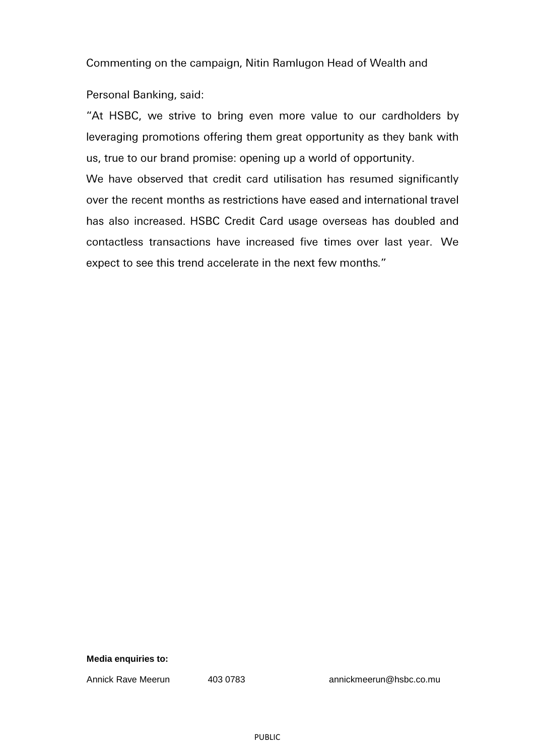Commenting on the campaign, Nitin Ramlugon Head of Wealth and

Personal Banking, said:

"At HSBC, we strive to bring even more value to our cardholders by leveraging promotions offering them great opportunity as they bank with us, true to our brand promise: opening up a world of opportunity.

We have observed that credit card utilisation has resumed significantly over the recent months as restrictions have eased and international travel has also increased. HSBC Credit Card usage overseas has doubled and contactless transactions have increased five times over last year. We expect to see this trend accelerate in the next few months."

**Media enquiries to:**

| | | |
|---|---|---|
| Annick Rave Meerun | 403 0783 | annickmeerun@hsbc.co.mu |

PUBLIC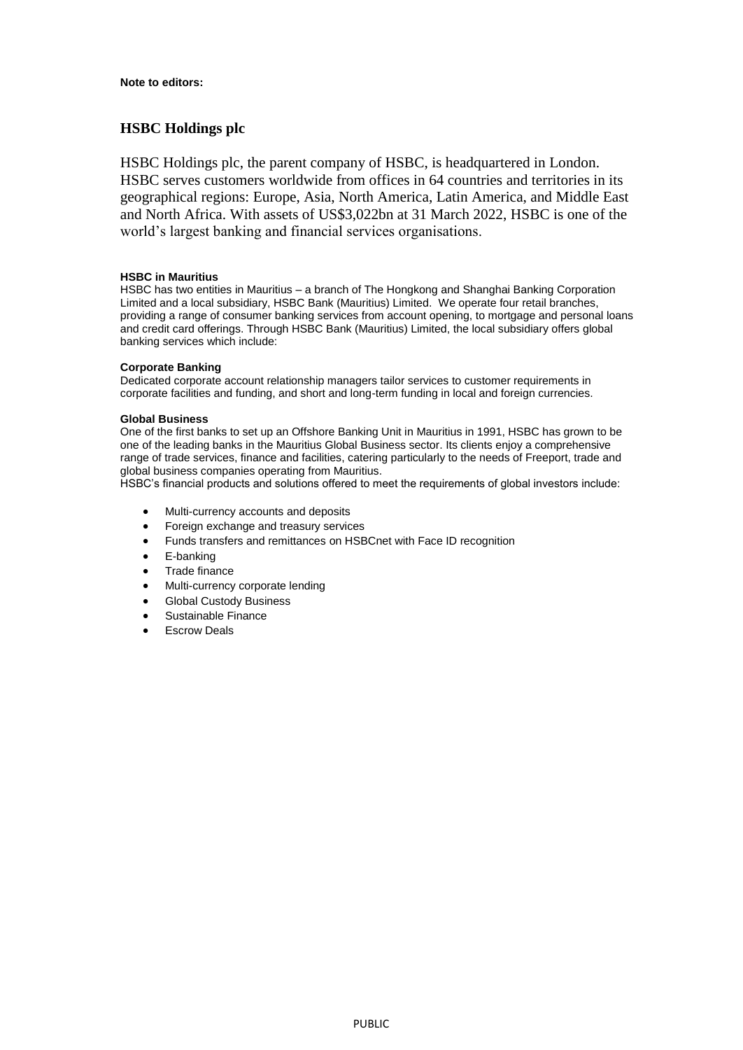**Note to editors:**

## HSBC Holdings plc

HSBC Holdings plc, the parent company of HSBC, is headquartered in London. HSBC serves customers worldwide from offices in 64 countries and territories in its geographical regions: Europe, Asia, North America, Latin America, and Middle East and North Africa. With assets of US$3,022bn at 31 March 2022, HSBC is one of the world's largest banking and financial services organisations.

### HSBC in Mauritius

HSBC has two entities in Mauritius – a branch of The Hongkong and Shanghai Banking Corporation Limited and a local subsidiary, HSBC Bank (Mauritius) Limited. We operate four retail branches, providing a range of consumer banking services from account opening, to mortgage and personal loans and credit card offerings. Through HSBC Bank (Mauritius) Limited, the local subsidiary offers global banking services which include:

### Corporate Banking

Dedicated corporate account relationship managers tailor services to customer requirements in corporate facilities and funding, and short and long-term funding in local and foreign currencies.

### Global Business

One of the first banks to set up an Offshore Banking Unit in Mauritius in 1991, HSBC has grown to be one of the leading banks in the Mauritius Global Business sector. Its clients enjoy a comprehensive range of trade services, finance and facilities, catering particularly to the needs of Freeport, trade and global business companies operating from Mauritius.

HSBC's financial products and solutions offered to meet the requirements of global investors include:

- Multi-currency accounts and deposits
- Foreign exchange and treasury services
- Funds transfers and remittances on HSBCnet with Face ID recognition
- E-banking
- Trade finance
- Multi-currency corporate lending
- Global Custody Business
- Sustainable Finance
- Escrow Deals